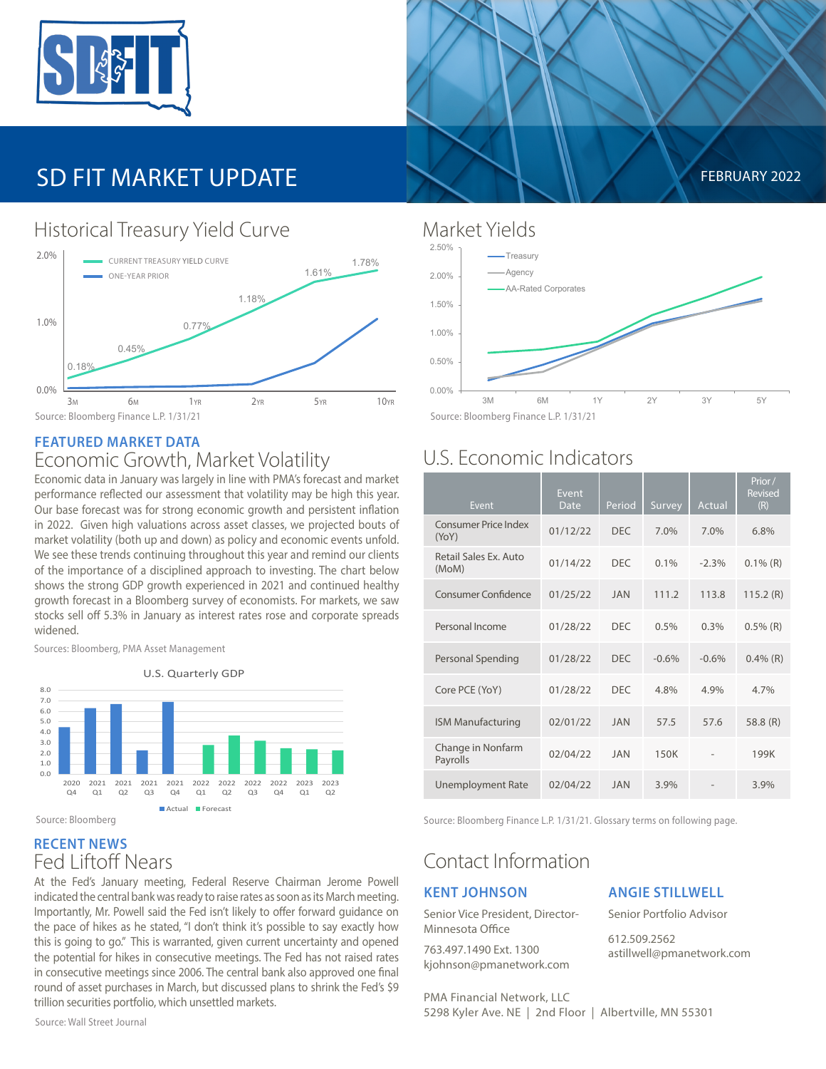# SD FIT MARKET UPDATE

FEBRUARY 2022

## Historical Treasury Yield Curve

CURRENT TREASURY YIELD CURVE
ONE-YEAR PRIOR

| | 3M | 6M | 1YR | 2YR | 5YR | 10YR |
|---|---|---|---|---|---|---|
| Current | 0.18% | 0.45% | 0.77% | 1.18% | 1.61% | 1.78% |

Source: Bloomberg Finance L.P. 1/31/21

## Market Yields

Treasury
Agency
AA-Rated Corporates

Source: Bloomberg Finance L.P. 1/31/21

### FEATURED MARKET DATA

## Economic Growth, Market Volatility

Economic data in January was largely in line with PMA's forecast and market performance reflected our assessment that volatility may be high this year. Our base forecast was for strong economic growth and persistent inflation in 2022. Given high valuations across asset classes, we projected bouts of market volatility (both up and down) as policy and economic events unfold. We see these trends continuing throughout this year and remind our clients of the importance of a disciplined approach to investing. The chart below shows the strong GDP growth experienced in 2021 and continued healthy growth forecast in a Bloomberg survey of economists. For markets, we saw stocks sell off 5.3% in January as interest rates rose and corporate spreads widened.

Sources: Bloomberg, PMA Asset Management

U.S. Quarterly GDP

Actual / Forecast

Source: Bloomberg

## U.S. Economic Indicators

| Event | Event Date | Period | Survey | Actual | Prior / Revised (R) |
|---|---|---|---|---|---|
| Consumer Price Index (YoY) | 01/12/22 | DEC | 7.0% | 7.0% | 6.8% |
| Retail Sales Ex. Auto (MoM) | 01/14/22 | DEC | 0.1% | -2.3% | 0.1% (R) |
| Consumer Confidence | 01/25/22 | JAN | 111.2 | 113.8 | 115.2 (R) |
| Personal Income | 01/28/22 | DEC | 0.5% | 0.3% | 0.5% (R) |
| Personal Spending | 01/28/22 | DEC | -0.6% | -0.6% | 0.4% (R) |
| Core PCE (YoY) | 01/28/22 | DEC | 4.8% | 4.9% | 4.7% |
| ISM Manufacturing | 02/01/22 | JAN | 57.5 | 57.6 | 58.8 (R) |
| Change in Nonfarm Payrolls | 02/04/22 | JAN | 150K | - | 199K |
| Unemployment Rate | 02/04/22 | JAN | 3.9% | - | 3.9% |

Source: Bloomberg Finance L.P. 1/31/21. Glossary terms on following page.

### RECENT NEWS

## Fed Liftoff Nears

At the Fed's January meeting, Federal Reserve Chairman Jerome Powell indicated the central bank was ready to raise rates as soon as its March meeting. Importantly, Mr. Powell said the Fed isn't likely to offer forward guidance on the pace of hikes as he stated, "I don't think it's possible to say exactly how this is going to go." This is warranted, given current uncertainty and opened the potential for hikes in consecutive meetings. The Fed has not raised rates in consecutive meetings since 2006. The central bank also approved one final round of asset purchases in March, but discussed plans to shrink the Fed's $9 trillion securities portfolio, which unsettled markets.

Source: Wall Street Journal

## Contact Information

### KENT JOHNSON

Senior Vice President, Director-Minnesota Office

763.497.1490 Ext. 1300
kjohnson@pmanetwork.com

### ANGIE STILLWELL

Senior Portfolio Advisor

612.509.2562
astillwell@pmanetwork.com

PMA Financial Network, LLC
5298 Kyler Ave. NE | 2nd Floor | Albertville, MN 55301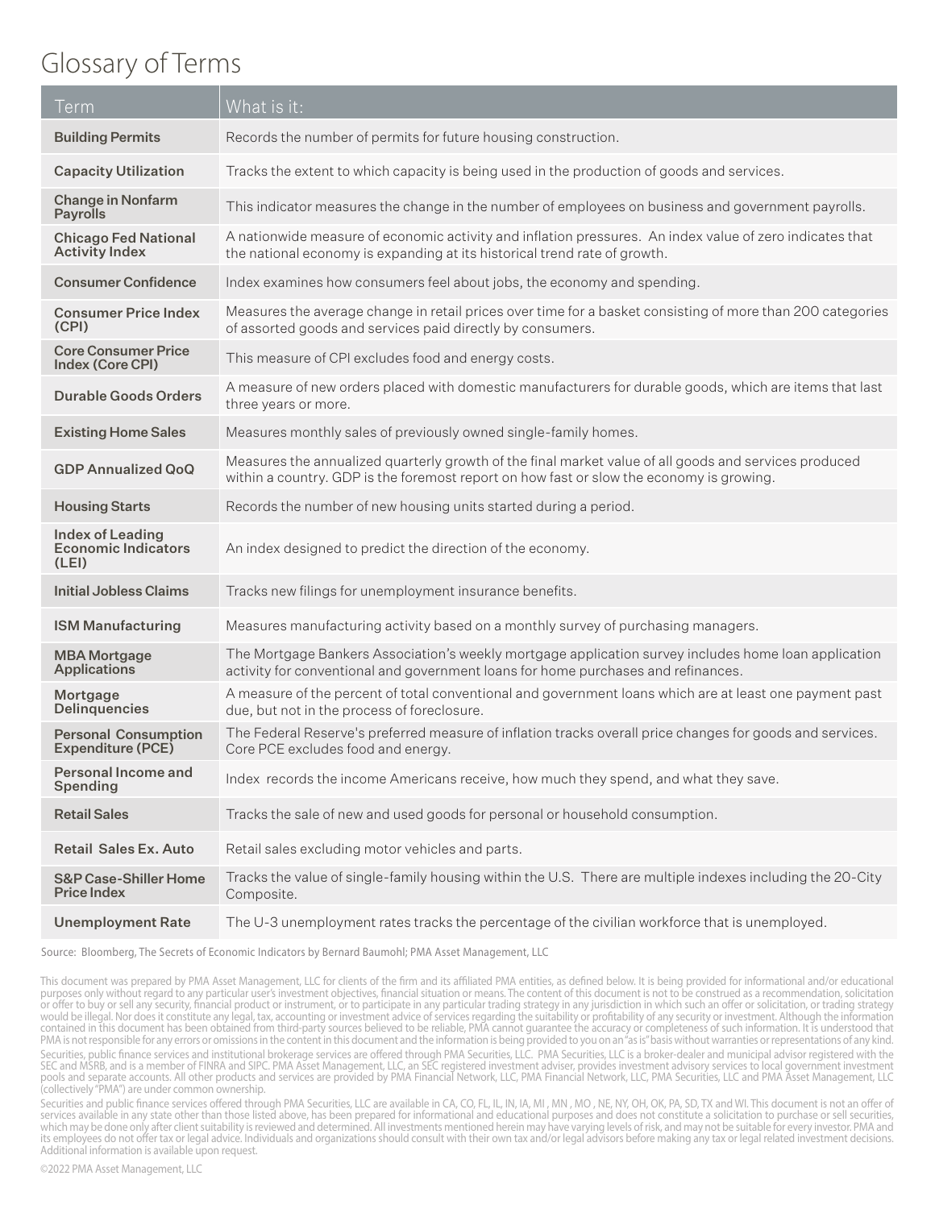# Glossary of Terms

| Term | What is it: |
| --- | --- |
| **Building Permits** | Records the number of permits for future housing construction. |
| **Capacity Utilization** | Tracks the extent to which capacity is being used in the production of goods and services. |
| **Change in Nonfarm Payrolls** | This indicator measures the change in the number of employees on business and government payrolls. |
| **Chicago Fed National Activity Index** | A nationwide measure of economic activity and inflation pressures. An index value of zero indicates that the national economy is expanding at its historical trend rate of growth. |
| **Consumer Confidence** | Index examines how consumers feel about jobs, the economy and spending. |
| **Consumer Price Index (CPI)** | Measures the average change in retail prices over time for a basket consisting of more than 200 categories of assorted goods and services paid directly by consumers. |
| **Core Consumer Price Index (Core CPI)** | This measure of CPI excludes food and energy costs. |
| **Durable Goods Orders** | A measure of new orders placed with domestic manufacturers for durable goods, which are items that last three years or more. |
| **Existing Home Sales** | Measures monthly sales of previously owned single-family homes. |
| **GDP Annualized QoQ** | Measures the annualized quarterly growth of the final market value of all goods and services produced within a country. GDP is the foremost report on how fast or slow the economy is growing. |
| **Housing Starts** | Records the number of new housing units started during a period. |
| **Index of Leading Economic Indicators (LEI)** | An index designed to predict the direction of the economy. |
| **Initial Jobless Claims** | Tracks new filings for unemployment insurance benefits. |
| **ISM Manufacturing** | Measures manufacturing activity based on a monthly survey of purchasing managers. |
| **MBA Mortgage Applications** | The Mortgage Bankers Association's weekly mortgage application survey includes home loan application activity for conventional and government loans for home purchases and refinances. |
| **Mortgage Delinquencies** | A measure of the percent of total conventional and government loans which are at least one payment past due, but not in the process of foreclosure. |
| **Personal Consumption Expenditure (PCE)** | The Federal Reserve's preferred measure of inflation tracks overall price changes for goods and services. Core PCE excludes food and energy. |
| **Personal Income and Spending** | Index records the income Americans receive, how much they spend, and what they save. |
| **Retail Sales** | Tracks the sale of new and used goods for personal or household consumption. |
| **Retail Sales Ex. Auto** | Retail sales excluding motor vehicles and parts. |
| **S&P Case-Shiller Home Price Index** | Tracks the value of single-family housing within the U.S. There are multiple indexes including the 20-City Composite. |
| **Unemployment Rate** | The U-3 unemployment rates tracks the percentage of the civilian workforce that is unemployed. |

Source: Bloomberg, The Secrets of Economic Indicators by Bernard Baumohl; PMA Asset Management, LLC

This document was prepared by PMA Asset Management, LLC for clients of the firm and its affiliated PMA entities, as defined below. It is being provided for informational and/or educational purposes only without regard to any particular user's investment objectives, financial situation or means. The content of this document is not to be construed as a recommendation, solicitation or offer to buy or sell any security, financial product or instrument, or to participate in any particular trading strategy in any jurisdiction in which such an offer or solicitation, or trading strategy would be illegal. Nor does it constitute any legal, tax, accounting or investment advice of services regarding the suitability or profitability of any security or investment. Although the information contained in this document has been obtained from third-party sources believed to be reliable, PMA cannot guarantee the accuracy or completeness of such information. It is understood that PMA is not responsible for any errors or omissions in the content in this document and the information is being provided to you on an "as is" basis without warranties or representations of any kind.

Securities, public finance services and institutional brokerage services are offered through PMA Securities, LLC. PMA Securities, LLC is a broker-dealer and municipal advisor registered with the SEC and MSRB, and is a member of FINRA and SIPC. PMA Asset Management, LLC, an SEC registered investment adviser, provides investment advisory services to local government investment pools and separate accounts. All other products and services are provided by PMA Financial Network, LLC, PMA Financial Network, LLC, PMA Securities, LLC and PMA Asset Management, LLC (collectively "PMA") are under common ownership.

Securities and public finance services offered through PMA Securities, LLC are available in CA, CO, FL, IL, IN, IA, MI , MN , MO , NE, NY, OH, OK, PA, SD, TX and WI. This document is not an offer of services available in any state other than those listed above, has been prepared for informational and educational purposes and does not constitute a solicitation to purchase or sell securities, which may be done only after client suitability is reviewed and determined. All investments mentioned herein may have varying levels of risk, and may not be suitable for every investor. PMA and its employees do not offer tax or legal advice. Individuals and organizations should consult with their own tax and/or legal advisors before making any tax or legal related investment decisions. Additional information is available upon request.

©2022 PMA Asset Management, LLC